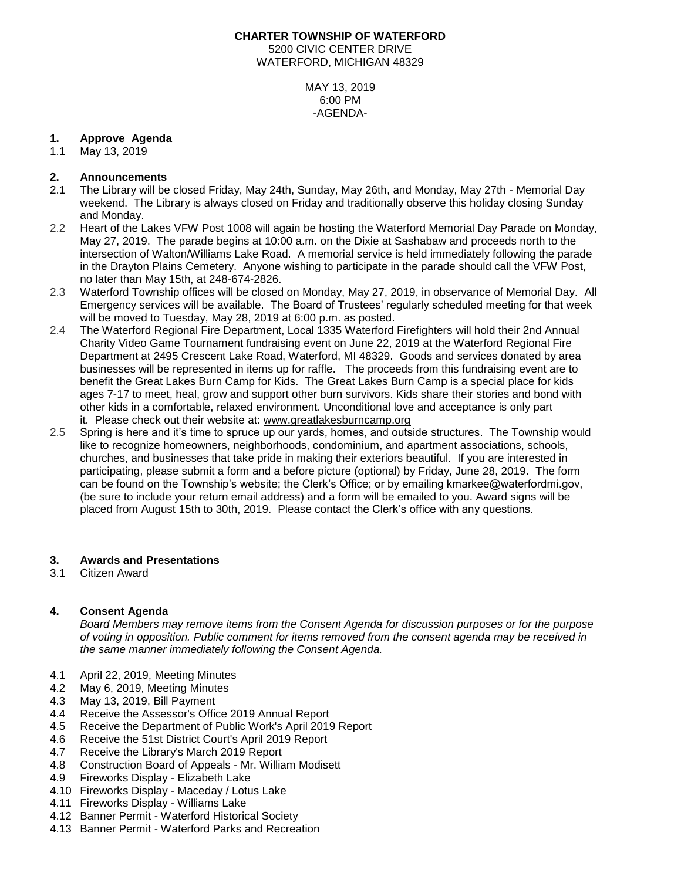**CHARTER TOWNSHIP OF WATERFORD**
5200 CIVIC CENTER DRIVE
WATERFORD, MICHIGAN 48329

MAY 13, 2019
6:00 PM
-AGENDA-

## 1. Approve Agenda

1.1 May 13, 2019

## 2. Announcements

2.1 The Library will be closed Friday, May 24th, Sunday, May 26th, and Monday, May 27th - Memorial Day weekend. The Library is always closed on Friday and traditionally observe this holiday closing Sunday and Monday.

2.2 Heart of the Lakes VFW Post 1008 will again be hosting the Waterford Memorial Day Parade on Monday, May 27, 2019. The parade begins at 10:00 a.m. on the Dixie at Sashabaw and proceeds north to the intersection of Walton/Williams Lake Road. A memorial service is held immediately following the parade in the Drayton Plains Cemetery. Anyone wishing to participate in the parade should call the VFW Post, no later than May 15th, at 248-674-2826.

2.3 Waterford Township offices will be closed on Monday, May 27, 2019, in observance of Memorial Day. All Emergency services will be available. The Board of Trustees' regularly scheduled meeting for that week will be moved to Tuesday, May 28, 2019 at 6:00 p.m. as posted.

2.4 The Waterford Regional Fire Department, Local 1335 Waterford Firefighters will hold their 2nd Annual Charity Video Game Tournament fundraising event on June 22, 2019 at the Waterford Regional Fire Department at 2495 Crescent Lake Road, Waterford, MI 48329. Goods and services donated by area businesses will be represented in items up for raffle. The proceeds from this fundraising event are to benefit the Great Lakes Burn Camp for Kids. The Great Lakes Burn Camp is a special place for kids ages 7-17 to meet, heal, grow and support other burn survivors. Kids share their stories and bond with other kids in a comfortable, relaxed environment. Unconditional love and acceptance is only part it. Please check out their website at: www.greatlakesburncamp.org

2.5 Spring is here and it's time to spruce up our yards, homes, and outside structures. The Township would like to recognize homeowners, neighborhoods, condominium, and apartment associations, schools, churches, and businesses that take pride in making their exteriors beautiful. If you are interested in participating, please submit a form and a before picture (optional) by Friday, June 28, 2019. The form can be found on the Township's website; the Clerk's Office; or by emailing kmarkee@waterfordmi.gov, (be sure to include your return email address) and a form will be emailed to you. Award signs will be placed from August 15th to 30th, 2019. Please contact the Clerk's office with any questions.

## 3. Awards and Presentations

3.1 Citizen Award

## 4. Consent Agenda

*Board Members may remove items from the Consent Agenda for discussion purposes or for the purpose of voting in opposition. Public comment for items removed from the consent agenda may be received in the same manner immediately following the Consent Agenda.*

4.1 April 22, 2019, Meeting Minutes
4.2 May 6, 2019, Meeting Minutes
4.3 May 13, 2019, Bill Payment
4.4 Receive the Assessor's Office 2019 Annual Report
4.5 Receive the Department of Public Work's April 2019 Report
4.6 Receive the 51st District Court's April 2019 Report
4.7 Receive the Library's March 2019 Report
4.8 Construction Board of Appeals - Mr. William Modisett
4.9 Fireworks Display - Elizabeth Lake
4.10 Fireworks Display - Maceday / Lotus Lake
4.11 Fireworks Display - Williams Lake
4.12 Banner Permit - Waterford Historical Society
4.13 Banner Permit - Waterford Parks and Recreation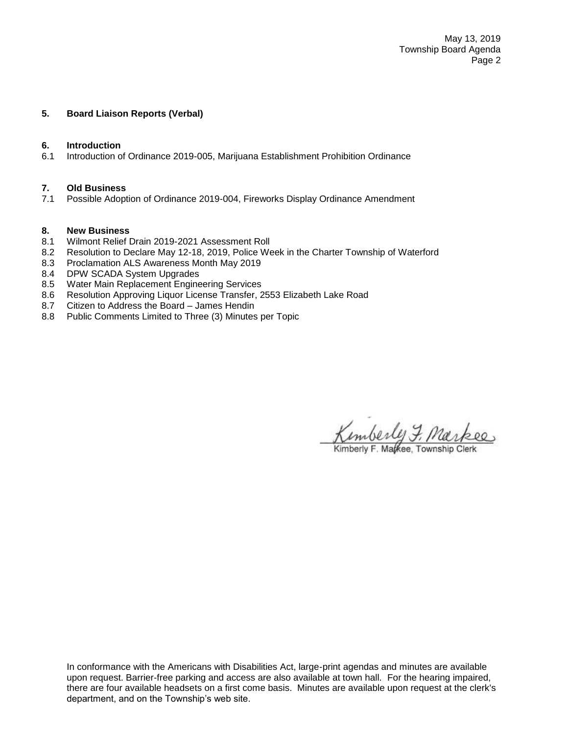## 5. Board Liaison Reports (Verbal)

## 6. Introduction

6.1 Introduction of Ordinance 2019-005, Marijuana Establishment Prohibition Ordinance

## 7. Old Business

7.1 Possible Adoption of Ordinance 2019-004, Fireworks Display Ordinance Amendment

## 8. New Business

8.1 Wilmont Relief Drain 2019-2021 Assessment Roll
8.2 Resolution to Declare May 12-18, 2019, Police Week in the Charter Township of Waterford
8.3 Proclamation ALS Awareness Month May 2019
8.4 DPW SCADA System Upgrades
8.5 Water Main Replacement Engineering Services
8.6 Resolution Approving Liquor License Transfer, 2553 Elizabeth Lake Road
8.7 Citizen to Address the Board – James Hendin
8.8 Public Comments Limited to Three (3) Minutes per Topic

Kimberly F. Markee

Kimberly F. Markee, Township Clerk

In conformance with the Americans with Disabilities Act, large-print agendas and minutes are available upon request. Barrier-free parking and access are also available at town hall. For the hearing impaired, there are four available headsets on a first come basis. Minutes are available upon request at the clerk's department, and on the Township's web site.